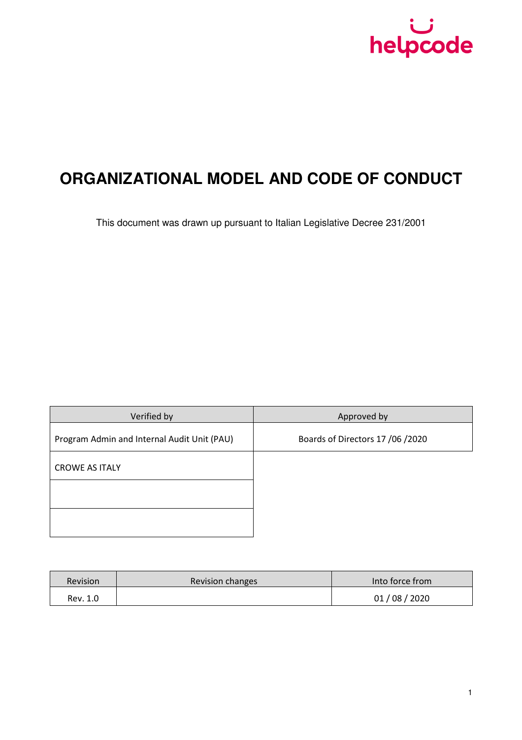helpcode

# ORGANIZATIONAL MODEL AND CODE OF CONDUCT

This document was drawn up pursuant to Italian Legislative Decree 231/2001

| Verified by | Approved by |
| --- | --- |
| Program Admin and Internal Audit Unit (PAU) | Boards of Directors 17 /06 /2020 |
| CROWE AS ITALY | |
| | |
| | |

| Revision | Revision changes | Into force from |
| --- | --- | --- |
| Rev. 1.0 | | 01 / 08 / 2020 |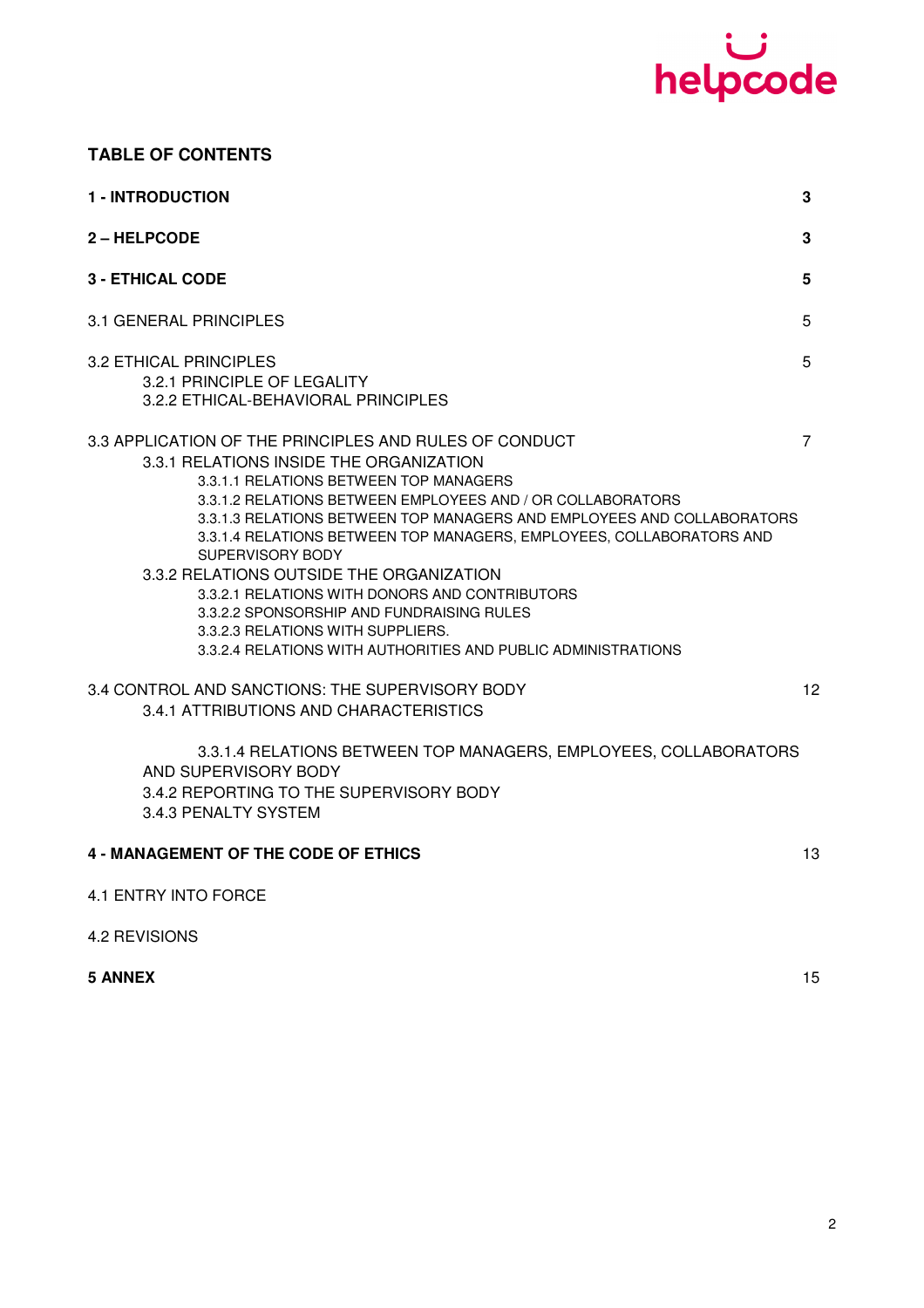**TABLE OF CONTENTS**

| | |
|---|---|
| **1 - INTRODUCTION** | **3** |
| **2 – HELPCODE** | **3** |
| **3 - ETHICAL CODE** | **5** |
| 3.1 GENERAL PRINCIPLES | 5 |
| 3.2 ETHICAL PRINCIPLES | 5 |
| 3.2.1 PRINCIPLE OF LEGALITY | |
| 3.2.2 ETHICAL-BEHAVIORAL PRINCIPLES | |
| 3.3 APPLICATION OF THE PRINCIPLES AND RULES OF CONDUCT | 7 |
| 3.3.1 RELATIONS INSIDE THE ORGANIZATION | |
| 3.3.1.1 RELATIONS BETWEEN TOP MANAGERS | |
| 3.3.1.2 RELATIONS BETWEEN EMPLOYEES AND / OR COLLABORATORS | |
| 3.3.1.3 RELATIONS BETWEEN TOP MANAGERS AND EMPLOYEES AND COLLABORATORS | |
| 3.3.1.4 RELATIONS BETWEEN TOP MANAGERS, EMPLOYEES, COLLABORATORS AND SUPERVISORY BODY | |
| 3.3.2 RELATIONS OUTSIDE THE ORGANIZATION | |
| 3.3.2.1 RELATIONS WITH DONORS AND CONTRIBUTORS | |
| 3.3.2.2 SPONSORSHIP AND FUNDRAISING RULES | |
| 3.3.2.3 RELATIONS WITH SUPPLIERS. | |
| 3.3.2.4 RELATIONS WITH AUTHORITIES AND PUBLIC ADMINISTRATIONS | |
| 3.4 CONTROL AND SANCTIONS: THE SUPERVISORY BODY | 12 |
| 3.4.1 ATTRIBUTIONS AND CHARACTERISTICS | |
| 3.3.1.4 RELATIONS BETWEEN TOP MANAGERS, EMPLOYEES, COLLABORATORS AND SUPERVISORY BODY | |
| 3.4.2 REPORTING TO THE SUPERVISORY BODY | |
| 3.4.3 PENALTY SYSTEM | |
| **4 - MANAGEMENT OF THE CODE OF ETHICS** | 13 |
| 4.1 ENTRY INTO FORCE | |
| 4.2 REVISIONS | |
| **5 ANNEX** | 15 |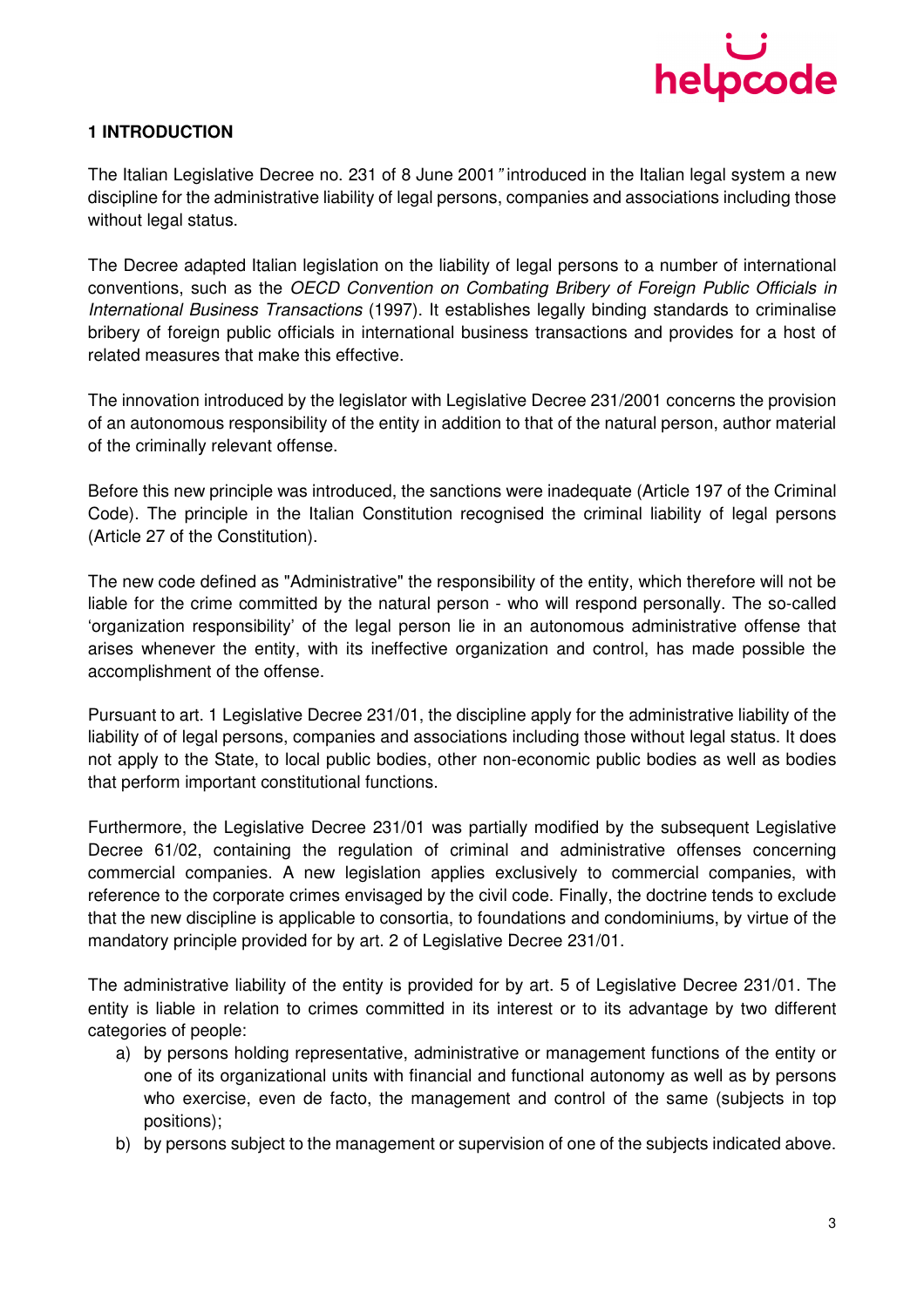## 1 INTRODUCTION

The Italian Legislative Decree no. 231 of 8 June 2001" introduced in the Italian legal system a new discipline for the administrative liability of legal persons, companies and associations including those without legal status.

The Decree adapted Italian legislation on the liability of legal persons to a number of international conventions, such as the *OECD Convention on Combating Bribery of Foreign Public Officials in International Business Transactions* (1997). It establishes legally binding standards to criminalise bribery of foreign public officials in international business transactions and provides for a host of related measures that make this effective.

The innovation introduced by the legislator with Legislative Decree 231/2001 concerns the provision of an autonomous responsibility of the entity in addition to that of the natural person, author material of the criminally relevant offense.

Before this new principle was introduced, the sanctions were inadequate (Article 197 of the Criminal Code). The principle in the Italian Constitution recognised the criminal liability of legal persons (Article 27 of the Constitution).

The new code defined as "Administrative" the responsibility of the entity, which therefore will not be liable for the crime committed by the natural person - who will respond personally. The so-called 'organization responsibility' of the legal person lie in an autonomous administrative offense that arises whenever the entity, with its ineffective organization and control, has made possible the accomplishment of the offense.

Pursuant to art. 1 Legislative Decree 231/01, the discipline apply for the administrative liability of the liability of of legal persons, companies and associations including those without legal status. It does not apply to the State, to local public bodies, other non-economic public bodies as well as bodies that perform important constitutional functions.

Furthermore, the Legislative Decree 231/01 was partially modified by the subsequent Legislative Decree 61/02, containing the regulation of criminal and administrative offenses concerning commercial companies. A new legislation applies exclusively to commercial companies, with reference to the corporate crimes envisaged by the civil code. Finally, the doctrine tends to exclude that the new discipline is applicable to consortia, to foundations and condominiums, by virtue of the mandatory principle provided for by art. 2 of Legislative Decree 231/01.

The administrative liability of the entity is provided for by art. 5 of Legislative Decree 231/01. The entity is liable in relation to crimes committed in its interest or to its advantage by two different categories of people:

a) by persons holding representative, administrative or management functions of the entity or one of its organizational units with financial and functional autonomy as well as by persons who exercise, even de facto, the management and control of the same (subjects in top positions);
b) by persons subject to the management or supervision of one of the subjects indicated above.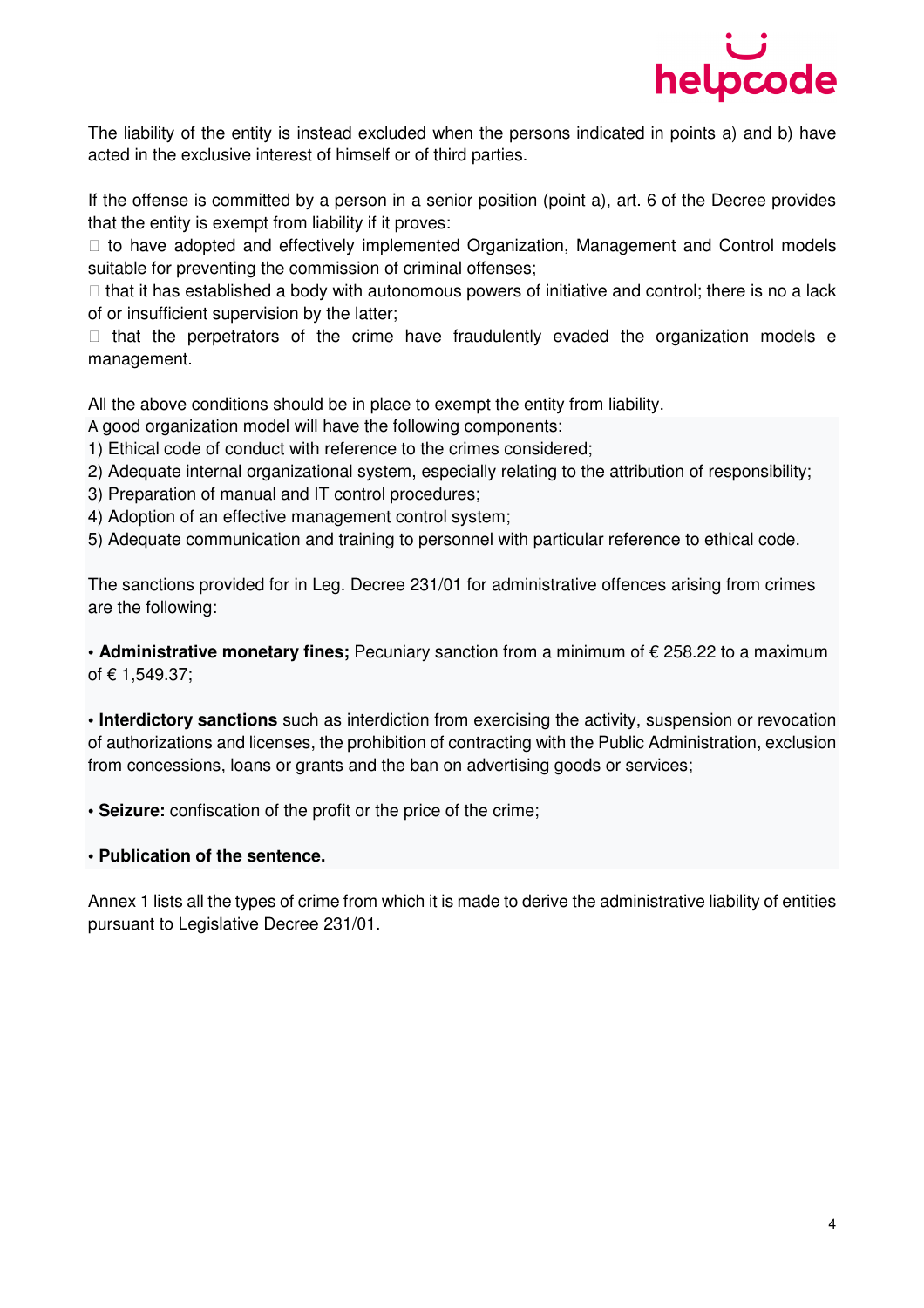The liability of the entity is instead excluded when the persons indicated in points a) and b) have acted in the exclusive interest of himself or of third parties.

If the offense is committed by a person in a senior position (point a), art. 6 of the Decree provides that the entity is exempt from liability if it proves:

-  to have adopted and effectively implemented Organization, Management and Control models suitable for preventing the commission of criminal offenses;
-  that it has established a body with autonomous powers of initiative and control; there is no a lack of or insufficient supervision by the latter;
-  that the perpetrators of the crime have fraudulently evaded the organization models e management.

All the above conditions should be in place to exempt the entity from liability.
A good organization model will have the following components:

1) Ethical code of conduct with reference to the crimes considered;
2) Adequate internal organizational system, especially relating to the attribution of responsibility;
3) Preparation of manual and IT control procedures;
4) Adoption of an effective management control system;
5) Adequate communication and training to personnel with particular reference to ethical code.

The sanctions provided for in Leg. Decree 231/01 for administrative offences arising from crimes are the following:

• **Administrative monetary fines;** Pecuniary sanction from a minimum of € 258.22 to a maximum of € 1,549.37;

• **Interdictory sanctions** such as interdiction from exercising the activity, suspension or revocation of authorizations and licenses, the prohibition of contracting with the Public Administration, exclusion from concessions, loans or grants and the ban on advertising goods or services;

• **Seizure:** confiscation of the profit or the price of the crime;

• **Publication of the sentence.**

Annex 1 lists all the types of crime from which it is made to derive the administrative liability of entities pursuant to Legislative Decree 231/01.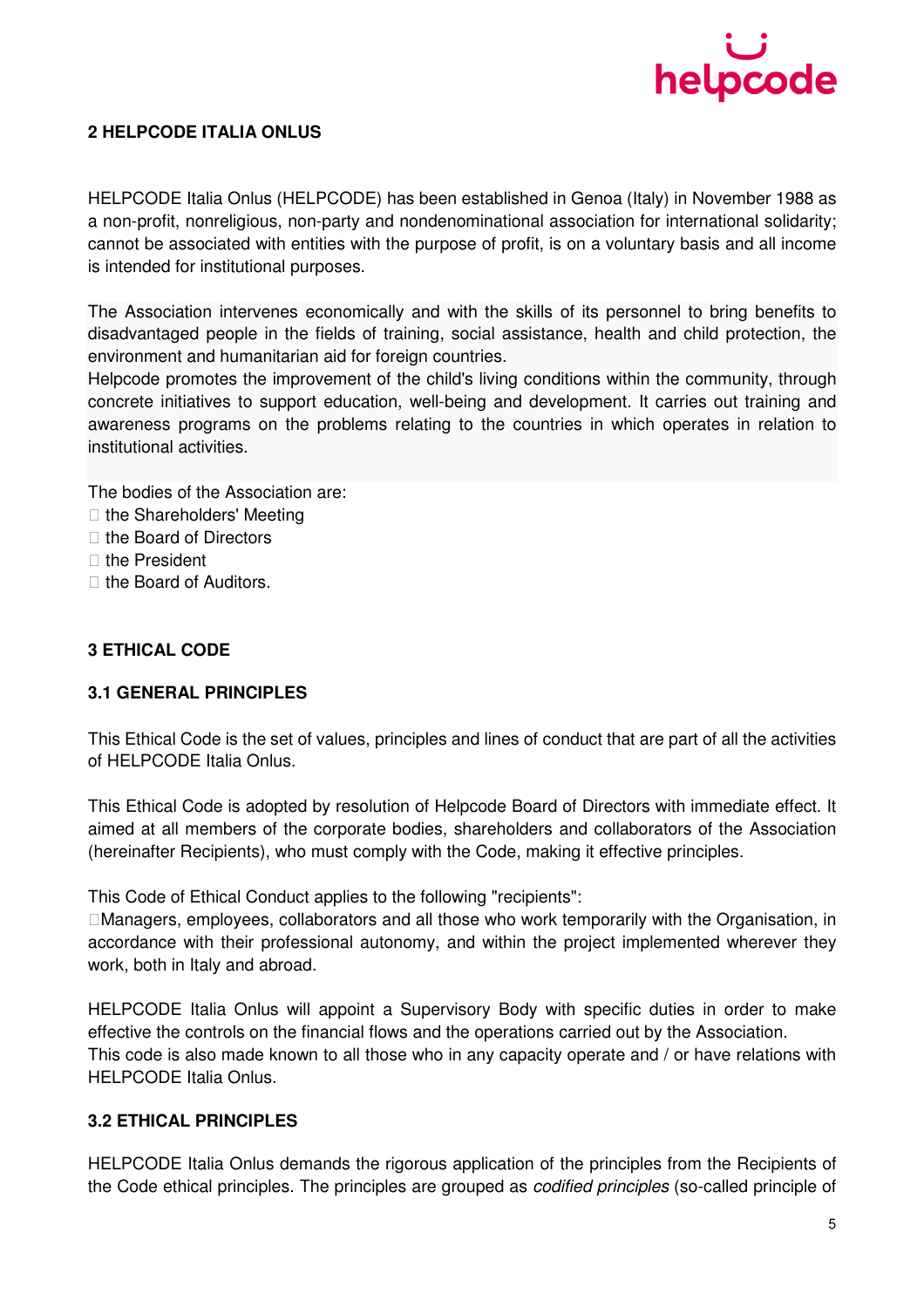## 2 HELPCODE ITALIA ONLUS

HELPCODE Italia Onlus (HELPCODE) has been established in Genoa (Italy) in November 1988 as a non-profit, nonreligious, non-party and nondenominational association for international solidarity; cannot be associated with entities with the purpose of profit, is on a voluntary basis and all income is intended for institutional purposes.

The Association intervenes economically and with the skills of its personnel to bring benefits to disadvantaged people in the fields of training, social assistance, health and child protection, the environment and humanitarian aid for foreign countries.
Helpcode promotes the improvement of the child's living conditions within the community, through concrete initiatives to support education, well-being and development. It carries out training and awareness programs on the problems relating to the countries in which operates in relation to institutional activities.

The bodies of the Association are:

- the Shareholders' Meeting
- the Board of Directors
- the President
- the Board of Auditors.

## 3 ETHICAL CODE

### 3.1 GENERAL PRINCIPLES

This Ethical Code is the set of values, principles and lines of conduct that are part of all the activities of HELPCODE Italia Onlus.

This Ethical Code is adopted by resolution of Helpcode Board of Directors with immediate effect. It aimed at all members of the corporate bodies, shareholders and collaborators of the Association (hereinafter Recipients), who must comply with the Code, making it effective principles.

This Code of Ethical Conduct applies to the following "recipients":

- Managers, employees, collaborators and all those who work temporarily with the Organisation, in accordance with their professional autonomy, and within the project implemented wherever they work, both in Italy and abroad.

HELPCODE Italia Onlus will appoint a Supervisory Body with specific duties in order to make effective the controls on the financial flows and the operations carried out by the Association.
This code is also made known to all those who in any capacity operate and / or have relations with HELPCODE Italia Onlus.

### 3.2 ETHICAL PRINCIPLES

HELPCODE Italia Onlus demands the rigorous application of the principles from the Recipients of the Code ethical principles. The principles are grouped as *codified principles* (so-called principle of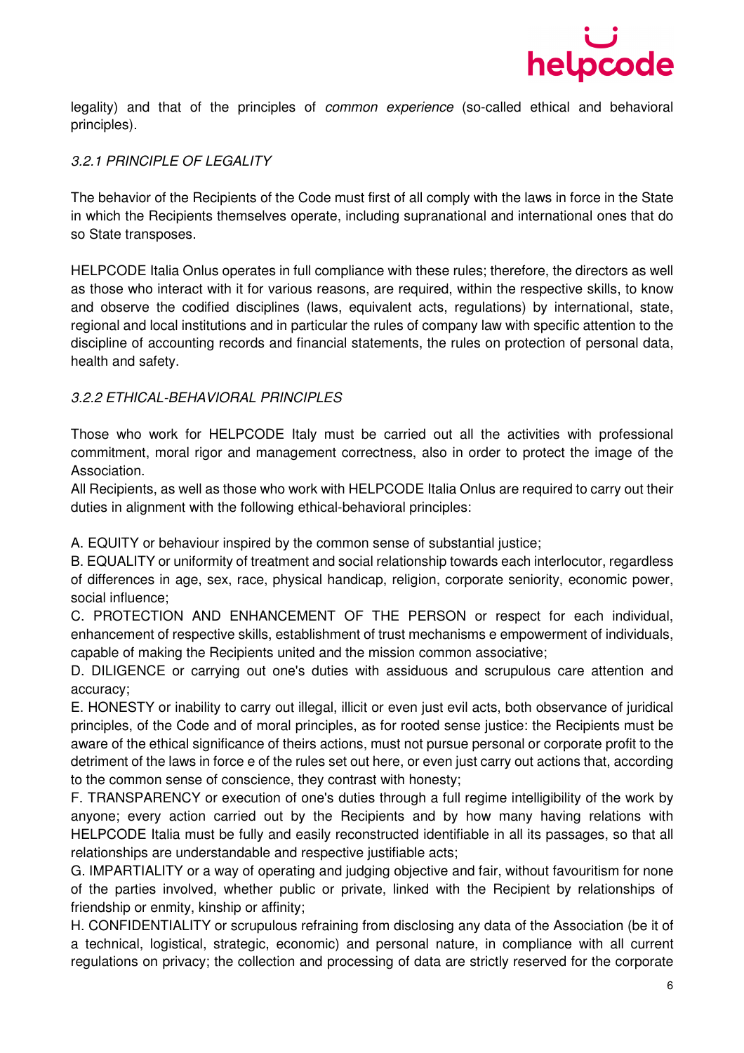legality) and that of the principles of *common experience* (so-called ethical and behavioral principles).

### *3.2.1 PRINCIPLE OF LEGALITY*

The behavior of the Recipients of the Code must first of all comply with the laws in force in the State in which the Recipients themselves operate, including supranational and international ones that do so State transposes.

HELPCODE Italia Onlus operates in full compliance with these rules; therefore, the directors as well as those who interact with it for various reasons, are required, within the respective skills, to know and observe the codified disciplines (laws, equivalent acts, regulations) by international, state, regional and local institutions and in particular the rules of company law with specific attention to the discipline of accounting records and financial statements, the rules on protection of personal data, health and safety.

### *3.2.2 ETHICAL-BEHAVIORAL PRINCIPLES*

Those who work for HELPCODE Italy must be carried out all the activities with professional commitment, moral rigor and management correctness, also in order to protect the image of the Association.
All Recipients, as well as those who work with HELPCODE Italia Onlus are required to carry out their duties in alignment with the following ethical-behavioral principles:

A. EQUITY or behaviour inspired by the common sense of substantial justice;
B. EQUALITY or uniformity of treatment and social relationship towards each interlocutor, regardless of differences in age, sex, race, physical handicap, religion, corporate seniority, economic power, social influence;
C. PROTECTION AND ENHANCEMENT OF THE PERSON or respect for each individual, enhancement of respective skills, establishment of trust mechanisms e empowerment of individuals, capable of making the Recipients united and the mission common associative;
D. DILIGENCE or carrying out one's duties with assiduous and scrupulous care attention and accuracy;
E. HONESTY or inability to carry out illegal, illicit or even just evil acts, both observance of juridical principles, of the Code and of moral principles, as for rooted sense justice: the Recipients must be aware of the ethical significance of theirs actions, must not pursue personal or corporate profit to the detriment of the laws in force e of the rules set out here, or even just carry out actions that, according to the common sense of conscience, they contrast with honesty;
F. TRANSPARENCY or execution of one's duties through a full regime intelligibility of the work by anyone; every action carried out by the Recipients and by how many having relations with HELPCODE Italia must be fully and easily reconstructed identifiable in all its passages, so that all relationships are understandable and respective justifiable acts;
G. IMPARTIALITY or a way of operating and judging objective and fair, without favouritism for none of the parties involved, whether public or private, linked with the Recipient by relationships of friendship or enmity, kinship or affinity;
H. CONFIDENTIALITY or scrupulous refraining from disclosing any data of the Association (be it of a technical, logistical, strategic, economic) and personal nature, in compliance with all current regulations on privacy; the collection and processing of data are strictly reserved for the corporate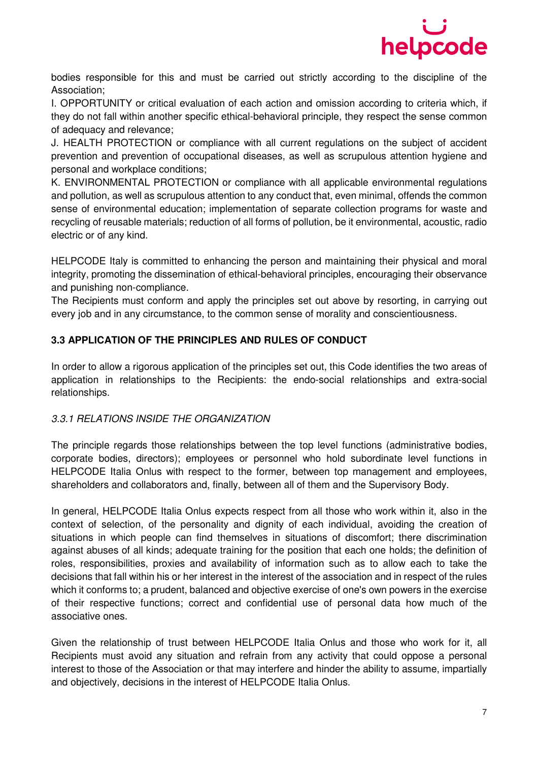bodies responsible for this and must be carried out strictly according to the discipline of the Association;

I. OPPORTUNITY or critical evaluation of each action and omission according to criteria which, if they do not fall within another specific ethical-behavioral principle, they respect the sense common of adequacy and relevance;

J. HEALTH PROTECTION or compliance with all current regulations on the subject of accident prevention and prevention of occupational diseases, as well as scrupulous attention hygiene and personal and workplace conditions;

K. ENVIRONMENTAL PROTECTION or compliance with all applicable environmental regulations and pollution, as well as scrupulous attention to any conduct that, even minimal, offends the common sense of environmental education; implementation of separate collection programs for waste and recycling of reusable materials; reduction of all forms of pollution, be it environmental, acoustic, radio electric or of any kind.

HELPCODE Italy is committed to enhancing the person and maintaining their physical and moral integrity, promoting the dissemination of ethical-behavioral principles, encouraging their observance and punishing non-compliance.

The Recipients must conform and apply the principles set out above by resorting, in carrying out every job and in any circumstance, to the common sense of morality and conscientiousness.

### 3.3 APPLICATION OF THE PRINCIPLES AND RULES OF CONDUCT

In order to allow a rigorous application of the principles set out, this Code identifies the two areas of application in relationships to the Recipients: the endo-social relationships and extra-social relationships.

#### *3.3.1 RELATIONS INSIDE THE ORGANIZATION*

The principle regards those relationships between the top level functions (administrative bodies, corporate bodies, directors); employees or personnel who hold subordinate level functions in HELPCODE Italia Onlus with respect to the former, between top management and employees, shareholders and collaborators and, finally, between all of them and the Supervisory Body.

In general, HELPCODE Italia Onlus expects respect from all those who work within it, also in the context of selection, of the personality and dignity of each individual, avoiding the creation of situations in which people can find themselves in situations of discomfort; there discrimination against abuses of all kinds; adequate training for the position that each one holds; the definition of roles, responsibilities, proxies and availability of information such as to allow each to take the decisions that fall within his or her interest in the interest of the association and in respect of the rules which it conforms to; a prudent, balanced and objective exercise of one's own powers in the exercise of their respective functions; correct and confidential use of personal data how much of the associative ones.

Given the relationship of trust between HELPCODE Italia Onlus and those who work for it, all Recipients must avoid any situation and refrain from any activity that could oppose a personal interest to those of the Association or that may interfere and hinder the ability to assume, impartially and objectively, decisions in the interest of HELPCODE Italia Onlus.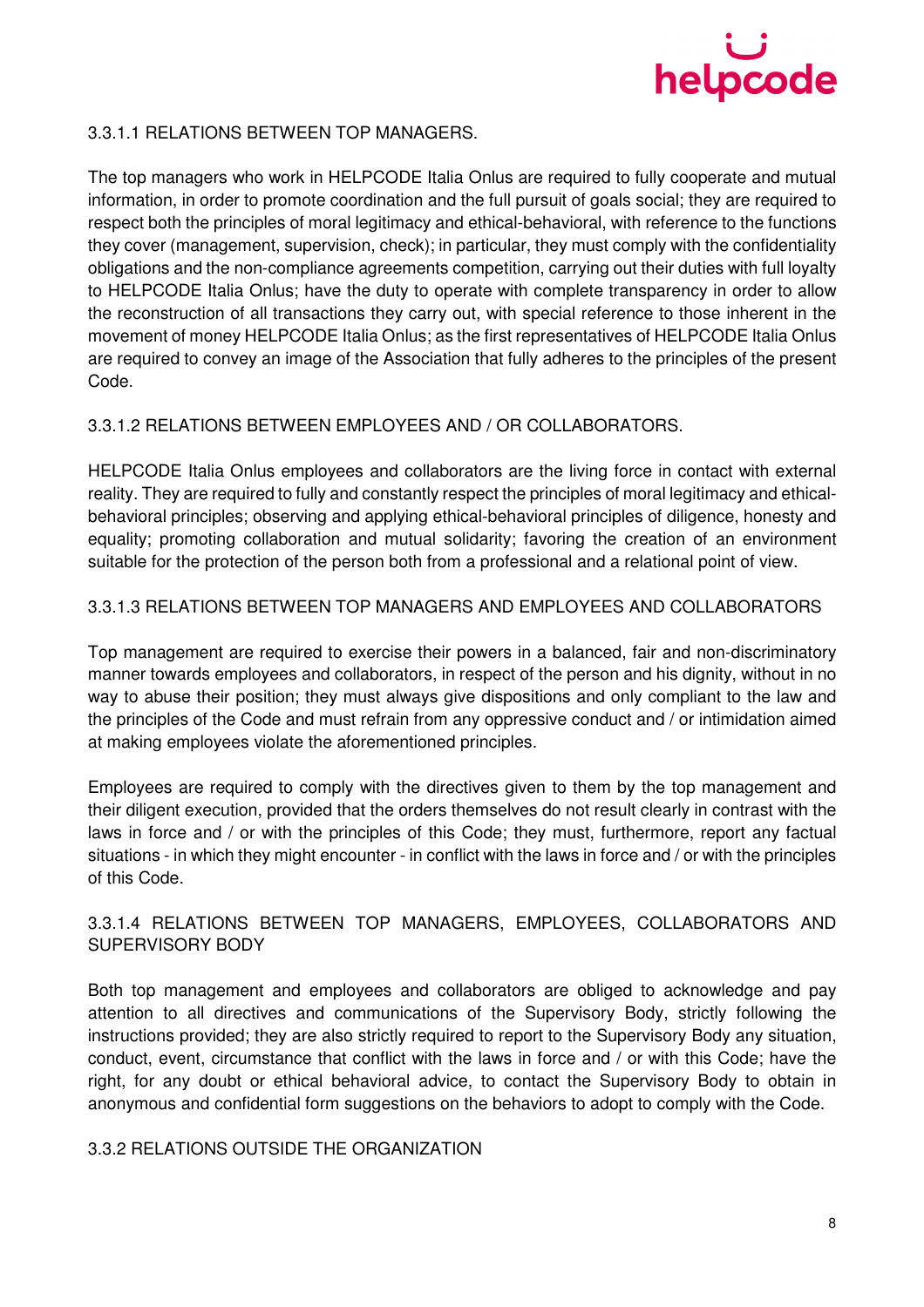#### 3.3.1.1 RELATIONS BETWEEN TOP MANAGERS.

The top managers who work in HELPCODE Italia Onlus are required to fully cooperate and mutual information, in order to promote coordination and the full pursuit of goals social; they are required to respect both the principles of moral legitimacy and ethical-behavioral, with reference to the functions they cover (management, supervision, check); in particular, they must comply with the confidentiality obligations and the non-compliance agreements competition, carrying out their duties with full loyalty to HELPCODE Italia Onlus; have the duty to operate with complete transparency in order to allow the reconstruction of all transactions they carry out, with special reference to those inherent in the movement of money HELPCODE Italia Onlus; as the first representatives of HELPCODE Italia Onlus are required to convey an image of the Association that fully adheres to the principles of the present Code.

#### 3.3.1.2 RELATIONS BETWEEN EMPLOYEES AND / OR COLLABORATORS.

HELPCODE Italia Onlus employees and collaborators are the living force in contact with external reality. They are required to fully and constantly respect the principles of moral legitimacy and ethical-behavioral principles; observing and applying ethical-behavioral principles of diligence, honesty and equality; promoting collaboration and mutual solidarity; favoring the creation of an environment suitable for the protection of the person both from a professional and a relational point of view.

#### 3.3.1.3 RELATIONS BETWEEN TOP MANAGERS AND EMPLOYEES AND COLLABORATORS

Top management are required to exercise their powers in a balanced, fair and non-discriminatory manner towards employees and collaborators, in respect of the person and his dignity, without in no way to abuse their position; they must always give dispositions and only compliant to the law and the principles of the Code and must refrain from any oppressive conduct and / or intimidation aimed at making employees violate the aforementioned principles.

Employees are required to comply with the directives given to them by the top management and their diligent execution, provided that the orders themselves do not result clearly in contrast with the laws in force and / or with the principles of this Code; they must, furthermore, report any factual situations - in which they might encounter - in conflict with the laws in force and / or with the principles of this Code.

#### 3.3.1.4 RELATIONS BETWEEN TOP MANAGERS, EMPLOYEES, COLLABORATORS AND SUPERVISORY BODY

Both top management and employees and collaborators are obliged to acknowledge and pay attention to all directives and communications of the Supervisory Body, strictly following the instructions provided; they are also strictly required to report to the Supervisory Body any situation, conduct, event, circumstance that conflict with the laws in force and / or with this Code; have the right, for any doubt or ethical behavioral advice, to contact the Supervisory Body to obtain in anonymous and confidential form suggestions on the behaviors to adopt to comply with the Code.

### 3.3.2 RELATIONS OUTSIDE THE ORGANIZATION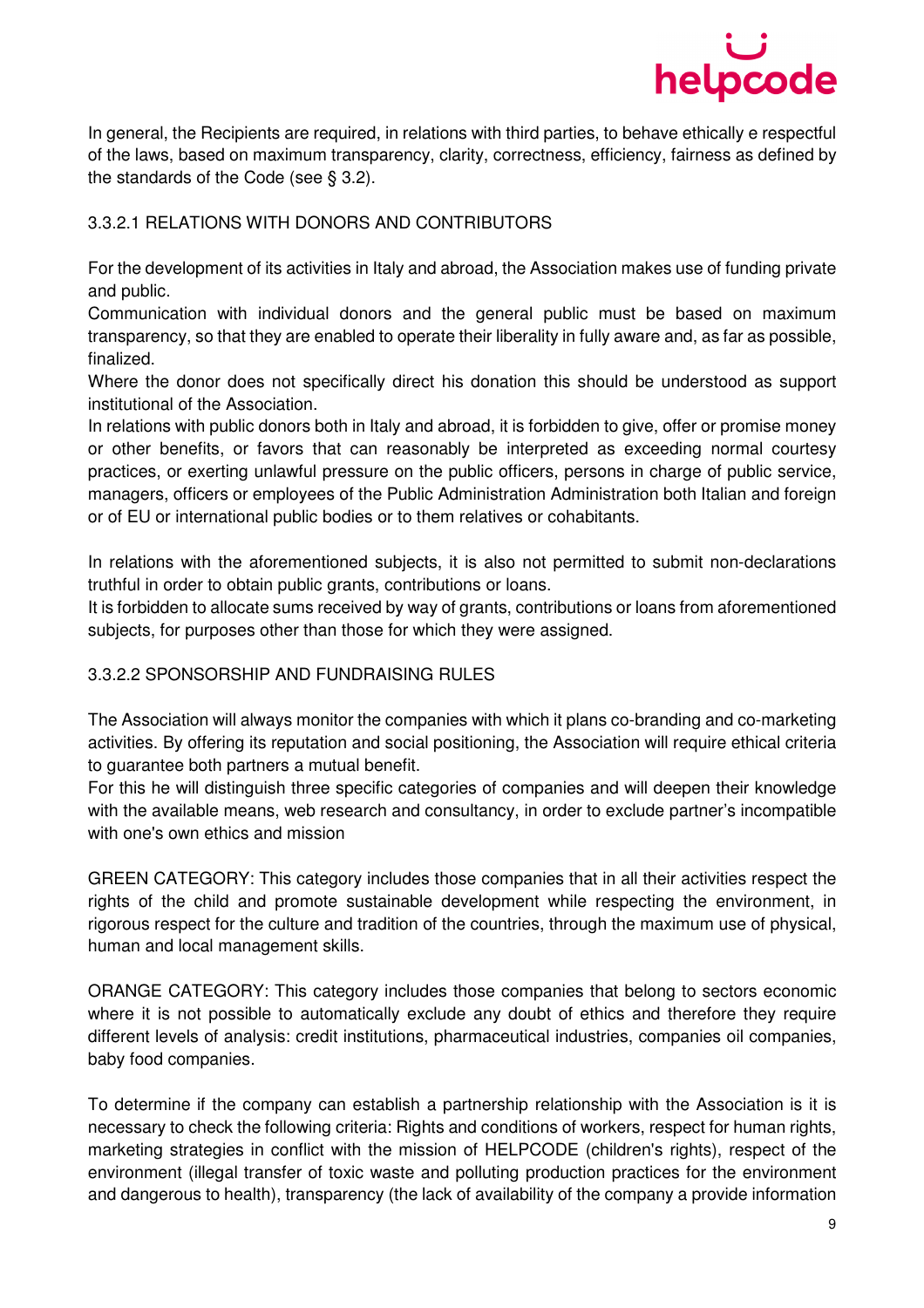In general, the Recipients are required, in relations with third parties, to behave ethically e respectful of the laws, based on maximum transparency, clarity, correctness, efficiency, fairness as defined by the standards of the Code (see § 3.2).

#### 3.3.2.1 RELATIONS WITH DONORS AND CONTRIBUTORS

For the development of its activities in Italy and abroad, the Association makes use of funding private and public.

Communication with individual donors and the general public must be based on maximum transparency, so that they are enabled to operate their liberality in fully aware and, as far as possible, finalized.

Where the donor does not specifically direct his donation this should be understood as support institutional of the Association.

In relations with public donors both in Italy and abroad, it is forbidden to give, offer or promise money or other benefits, or favors that can reasonably be interpreted as exceeding normal courtesy practices, or exerting unlawful pressure on the public officers, persons in charge of public service, managers, officers or employees of the Public Administration Administration both Italian and foreign or of EU or international public bodies or to them relatives or cohabitants.

In relations with the aforementioned subjects, it is also not permitted to submit non-declarations truthful in order to obtain public grants, contributions or loans.

It is forbidden to allocate sums received by way of grants, contributions or loans from aforementioned subjects, for purposes other than those for which they were assigned.

#### 3.3.2.2 SPONSORSHIP AND FUNDRAISING RULES

The Association will always monitor the companies with which it plans co-branding and co-marketing activities. By offering its reputation and social positioning, the Association will require ethical criteria to guarantee both partners a mutual benefit.

For this he will distinguish three specific categories of companies and will deepen their knowledge with the available means, web research and consultancy, in order to exclude partner's incompatible with one's own ethics and mission

GREEN CATEGORY: This category includes those companies that in all their activities respect the rights of the child and promote sustainable development while respecting the environment, in rigorous respect for the culture and tradition of the countries, through the maximum use of physical, human and local management skills.

ORANGE CATEGORY: This category includes those companies that belong to sectors economic where it is not possible to automatically exclude any doubt of ethics and therefore they require different levels of analysis: credit institutions, pharmaceutical industries, companies oil companies, baby food companies.

To determine if the company can establish a partnership relationship with the Association is it is necessary to check the following criteria: Rights and conditions of workers, respect for human rights, marketing strategies in conflict with the mission of HELPCODE (children's rights), respect of the environment (illegal transfer of toxic waste and polluting production practices for the environment and dangerous to health), transparency (the lack of availability of the company a provide information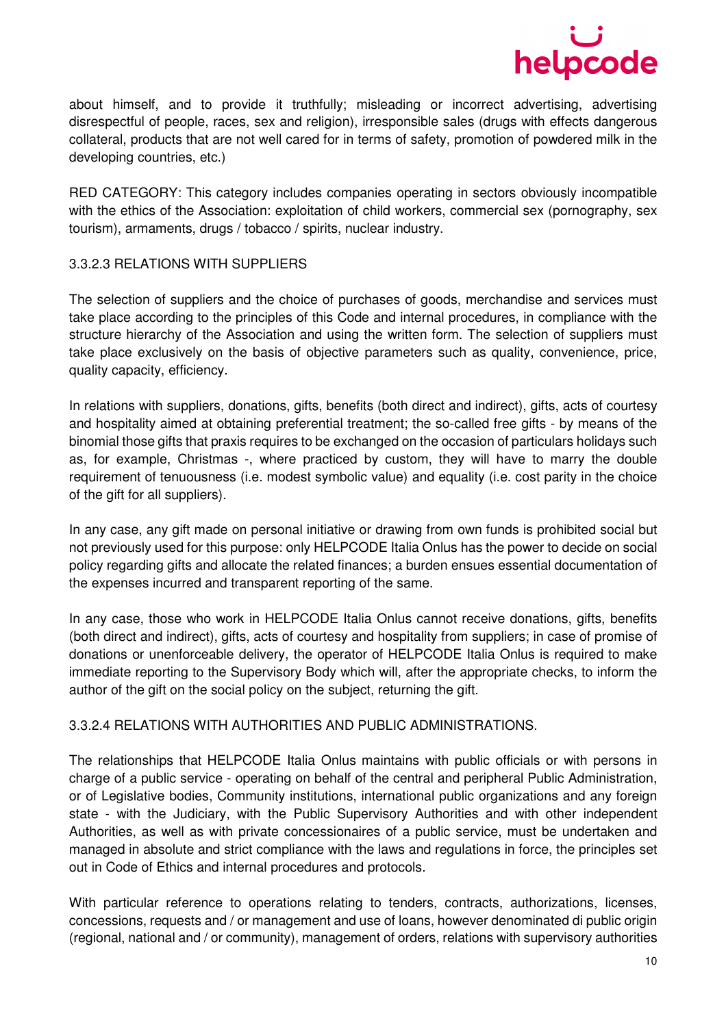about himself, and to provide it truthfully; misleading or incorrect advertising, advertising disrespectful of people, races, sex and religion), irresponsible sales (drugs with effects dangerous collateral, products that are not well cared for in terms of safety, promotion of powdered milk in the developing countries, etc.)

RED CATEGORY: This category includes companies operating in sectors obviously incompatible with the ethics of the Association: exploitation of child workers, commercial sex (pornography, sex tourism), armaments, drugs / tobacco / spirits, nuclear industry.

#### 3.3.2.3 RELATIONS WITH SUPPLIERS

The selection of suppliers and the choice of purchases of goods, merchandise and services must take place according to the principles of this Code and internal procedures, in compliance with the structure hierarchy of the Association and using the written form. The selection of suppliers must take place exclusively on the basis of objective parameters such as quality, convenience, price, quality capacity, efficiency.

In relations with suppliers, donations, gifts, benefits (both direct and indirect), gifts, acts of courtesy and hospitality aimed at obtaining preferential treatment; the so-called free gifts - by means of the binomial those gifts that praxis requires to be exchanged on the occasion of particulars holidays such as, for example, Christmas -, where practiced by custom, they will have to marry the double requirement of tenuousness (i.e. modest symbolic value) and equality (i.e. cost parity in the choice of the gift for all suppliers).

In any case, any gift made on personal initiative or drawing from own funds is prohibited social but not previously used for this purpose: only HELPCODE Italia Onlus has the power to decide on social policy regarding gifts and allocate the related finances; a burden ensues essential documentation of the expenses incurred and transparent reporting of the same.

In any case, those who work in HELPCODE Italia Onlus cannot receive donations, gifts, benefits (both direct and indirect), gifts, acts of courtesy and hospitality from suppliers; in case of promise of donations or unenforceable delivery, the operator of HELPCODE Italia Onlus is required to make immediate reporting to the Supervisory Body which will, after the appropriate checks, to inform the author of the gift on the social policy on the subject, returning the gift.

#### 3.3.2.4 RELATIONS WITH AUTHORITIES AND PUBLIC ADMINISTRATIONS.

The relationships that HELPCODE Italia Onlus maintains with public officials or with persons in charge of a public service - operating on behalf of the central and peripheral Public Administration, or of Legislative bodies, Community institutions, international public organizations and any foreign state - with the Judiciary, with the Public Supervisory Authorities and with other independent Authorities, as well as with private concessionaires of a public service, must be undertaken and managed in absolute and strict compliance with the laws and regulations in force, the principles set out in Code of Ethics and internal procedures and protocols.

With particular reference to operations relating to tenders, contracts, authorizations, licenses, concessions, requests and / or management and use of loans, however denominated di public origin (regional, national and / or community), management of orders, relations with supervisory authorities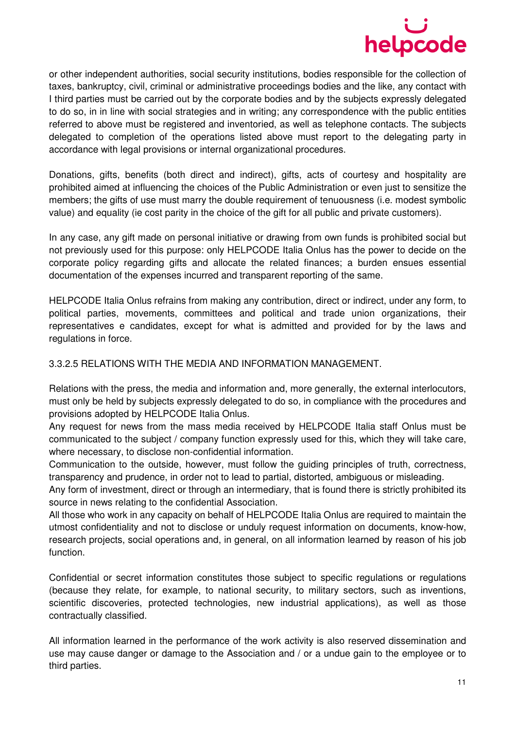or other independent authorities, social security institutions, bodies responsible for the collection of taxes, bankruptcy, civil, criminal or administrative proceedings bodies and the like, any contact with I third parties must be carried out by the corporate bodies and by the subjects expressly delegated to do so, in in line with social strategies and in writing; any correspondence with the public entities referred to above must be registered and inventoried, as well as telephone contacts. The subjects delegated to completion of the operations listed above must report to the delegating party in accordance with legal provisions or internal organizational procedures.

Donations, gifts, benefits (both direct and indirect), gifts, acts of courtesy and hospitality are prohibited aimed at influencing the choices of the Public Administration or even just to sensitize the members; the gifts of use must marry the double requirement of tenuousness (i.e. modest symbolic value) and equality (ie cost parity in the choice of the gift for all public and private customers).

In any case, any gift made on personal initiative or drawing from own funds is prohibited social but not previously used for this purpose: only HELPCODE Italia Onlus has the power to decide on the corporate policy regarding gifts and allocate the related finances; a burden ensues essential documentation of the expenses incurred and transparent reporting of the same.

HELPCODE Italia Onlus refrains from making any contribution, direct or indirect, under any form, to political parties, movements, committees and political and trade union organizations, their representatives e candidates, except for what is admitted and provided for by the laws and regulations in force.

3.3.2.5 RELATIONS WITH THE MEDIA AND INFORMATION MANAGEMENT.

Relations with the press, the media and information and, more generally, the external interlocutors, must only be held by subjects expressly delegated to do so, in compliance with the procedures and provisions adopted by HELPCODE Italia Onlus.
Any request for news from the mass media received by HELPCODE Italia staff Onlus must be communicated to the subject / company function expressly used for this, which they will take care, where necessary, to disclose non-confidential information.
Communication to the outside, however, must follow the guiding principles of truth, correctness, transparency and prudence, in order not to lead to partial, distorted, ambiguous or misleading.
Any form of investment, direct or through an intermediary, that is found there is strictly prohibited its source in news relating to the confidential Association.
All those who work in any capacity on behalf of HELPCODE Italia Onlus are required to maintain the utmost confidentiality and not to disclose or unduly request information on documents, know-how, research projects, social operations and, in general, on all information learned by reason of his job function.

Confidential or secret information constitutes those subject to specific regulations or regulations (because they relate, for example, to national security, to military sectors, such as inventions, scientific discoveries, protected technologies, new industrial applications), as well as those contractually classified.

All information learned in the performance of the work activity is also reserved dissemination and use may cause danger or damage to the Association and / or a undue gain to the employee or to third parties.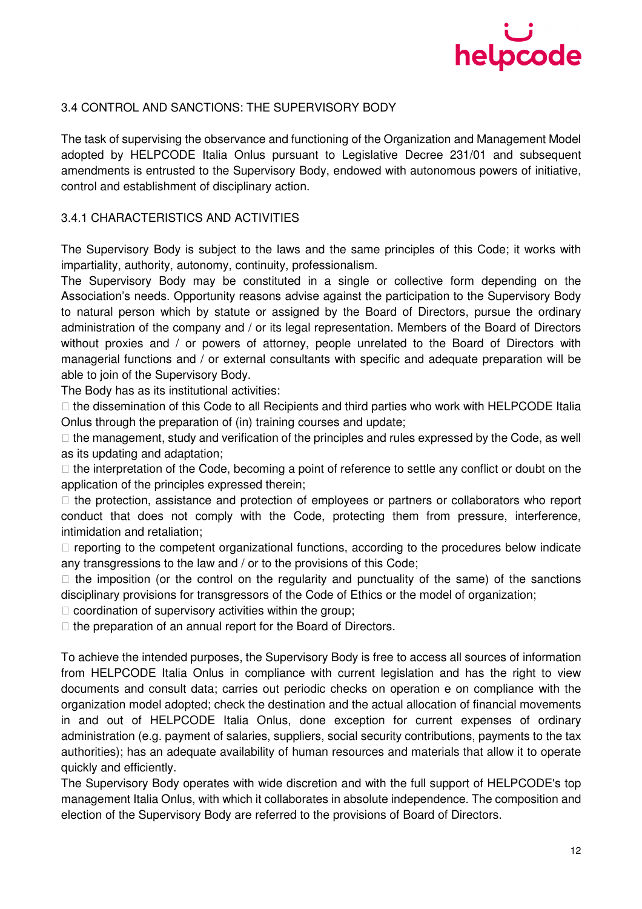## 3.4 CONTROL AND SANCTIONS: THE SUPERVISORY BODY

The task of supervising the observance and functioning of the Organization and Management Model adopted by HELPCODE Italia Onlus pursuant to Legislative Decree 231/01 and subsequent amendments is entrusted to the Supervisory Body, endowed with autonomous powers of initiative, control and establishment of disciplinary action.

### 3.4.1 CHARACTERISTICS AND ACTIVITIES

The Supervisory Body is subject to the laws and the same principles of this Code; it works with impartiality, authority, autonomy, continuity, professionalism.

The Supervisory Body may be constituted in a single or collective form depending on the Association's needs. Opportunity reasons advise against the participation to the Supervisory Body to natural person which by statute or assigned by the Board of Directors, pursue the ordinary administration of the company and / or its legal representation. Members of the Board of Directors without proxies and / or powers of attorney, people unrelated to the Board of Directors with managerial functions and / or external consultants with specific and adequate preparation will be able to join of the Supervisory Body.

The Body has as its institutional activities:

- the dissemination of this Code to all Recipients and third parties who work with HELPCODE Italia Onlus through the preparation of (in) training courses and update;
- the management, study and verification of the principles and rules expressed by the Code, as well as its updating and adaptation;
- the interpretation of the Code, becoming a point of reference to settle any conflict or doubt on the application of the principles expressed therein;
- the protection, assistance and protection of employees or partners or collaborators who report conduct that does not comply with the Code, protecting them from pressure, interference, intimidation and retaliation;
- reporting to the competent organizational functions, according to the procedures below indicate any transgressions to the law and / or to the provisions of this Code;
- the imposition (or the control on the regularity and punctuality of the same) of the sanctions disciplinary provisions for transgressors of the Code of Ethics or the model of organization;
- coordination of supervisory activities within the group;
- the preparation of an annual report for the Board of Directors.

To achieve the intended purposes, the Supervisory Body is free to access all sources of information from HELPCODE Italia Onlus in compliance with current legislation and has the right to view documents and consult data; carries out periodic checks on operation e on compliance with the organization model adopted; check the destination and the actual allocation of financial movements in and out of HELPCODE Italia Onlus, done exception for current expenses of ordinary administration (e.g. payment of salaries, suppliers, social security contributions, payments to the tax authorities); has an adequate availability of human resources and materials that allow it to operate quickly and efficiently.

The Supervisory Body operates with wide discretion and with the full support of HELPCODE's top management Italia Onlus, with which it collaborates in absolute independence. The composition and election of the Supervisory Body are referred to the provisions of Board of Directors.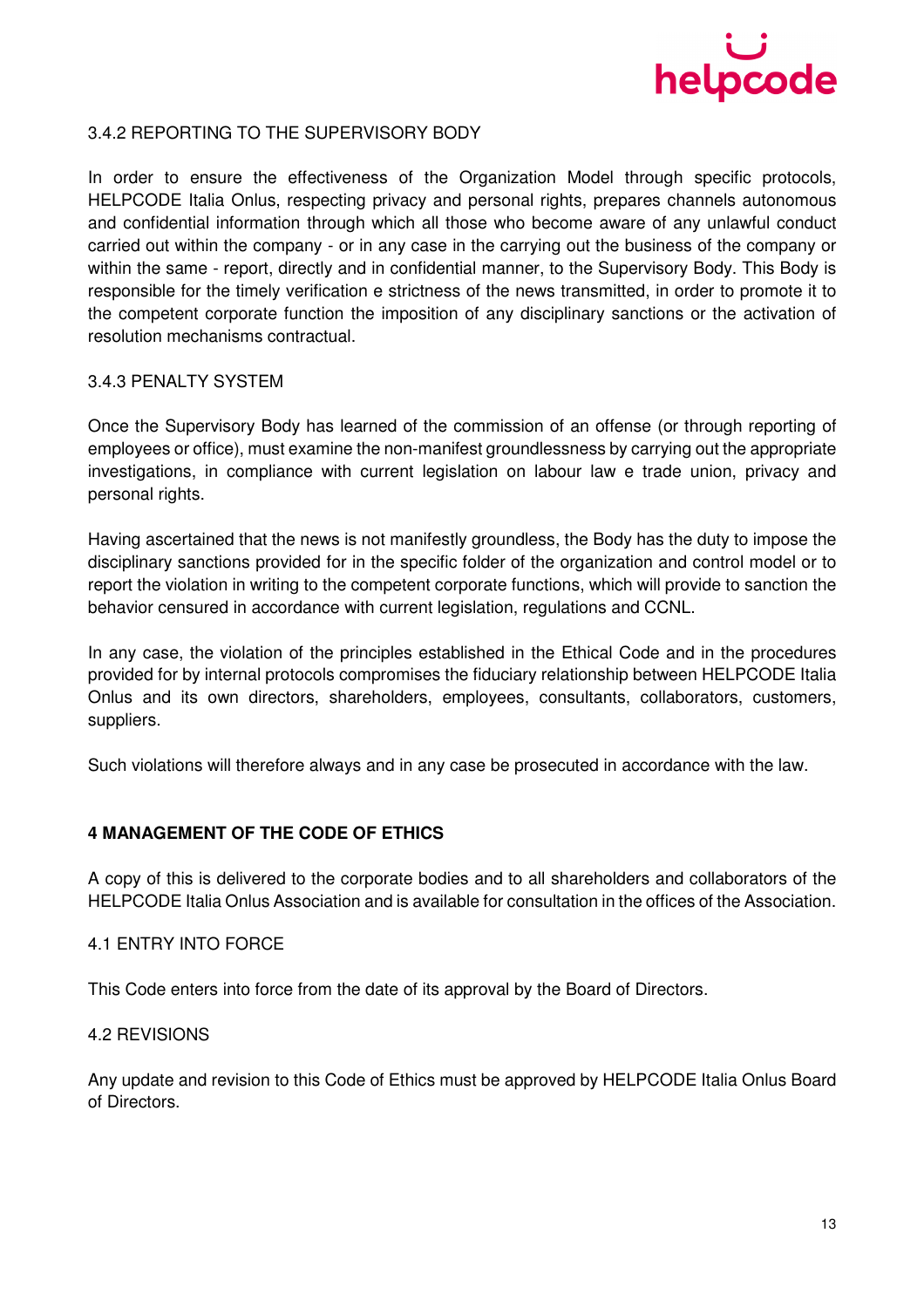### 3.4.2 REPORTING TO THE SUPERVISORY BODY

In order to ensure the effectiveness of the Organization Model through specific protocols, HELPCODE Italia Onlus, respecting privacy and personal rights, prepares channels autonomous and confidential information through which all those who become aware of any unlawful conduct carried out within the company - or in any case in the carrying out the business of the company or within the same - report, directly and in confidential manner, to the Supervisory Body. This Body is responsible for the timely verification e strictness of the news transmitted, in order to promote it to the competent corporate function the imposition of any disciplinary sanctions or the activation of resolution mechanisms contractual.

### 3.4.3 PENALTY SYSTEM

Once the Supervisory Body has learned of the commission of an offense (or through reporting of employees or office), must examine the non-manifest groundlessness by carrying out the appropriate investigations, in compliance with current legislation on labour law e trade union, privacy and personal rights.

Having ascertained that the news is not manifestly groundless, the Body has the duty to impose the disciplinary sanctions provided for in the specific folder of the organization and control model or to report the violation in writing to the competent corporate functions, which will provide to sanction the behavior censured in accordance with current legislation, regulations and CCNL.

In any case, the violation of the principles established in the Ethical Code and in the procedures provided for by internal protocols compromises the fiduciary relationship between HELPCODE Italia Onlus and its own directors, shareholders, employees, consultants, collaborators, customers, suppliers.

Such violations will therefore always and in any case be prosecuted in accordance with the law.

## 4 MANAGEMENT OF THE CODE OF ETHICS

A copy of this is delivered to the corporate bodies and to all shareholders and collaborators of the HELPCODE Italia Onlus Association and is available for consultation in the offices of the Association.

### 4.1 ENTRY INTO FORCE

This Code enters into force from the date of its approval by the Board of Directors.

### 4.2 REVISIONS

Any update and revision to this Code of Ethics must be approved by HELPCODE Italia Onlus Board of Directors.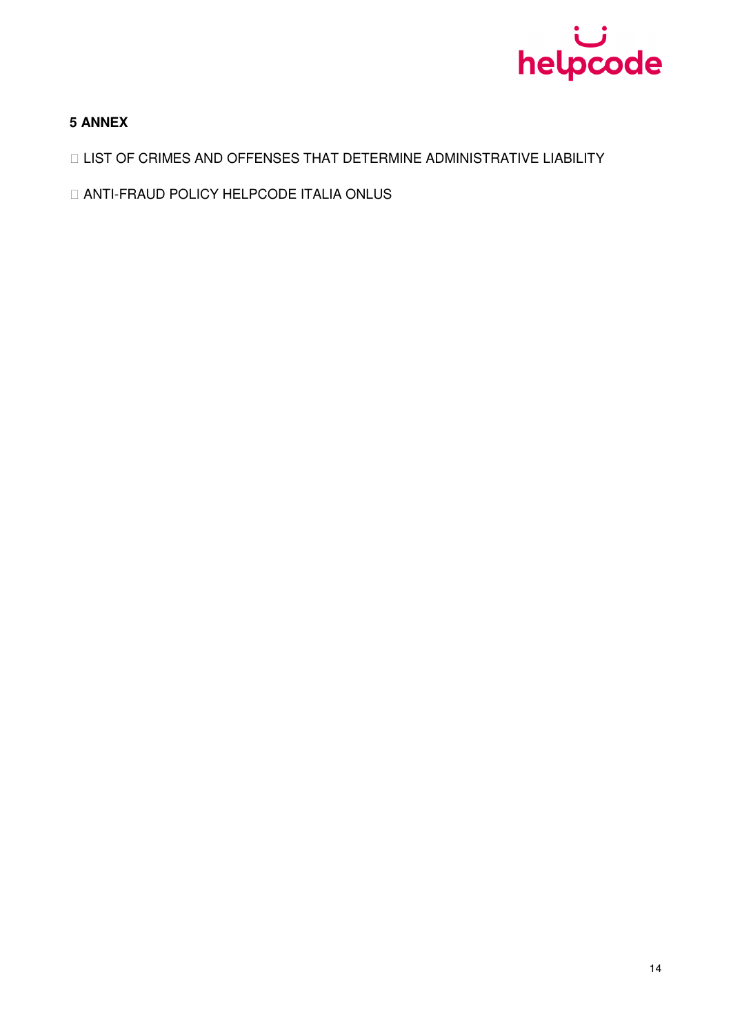## 5 ANNEX

- LIST OF CRIMES AND OFFENSES THAT DETERMINE ADMINISTRATIVE LIABILITY
- ANTI-FRAUD POLICY HELPCODE ITALIA ONLUS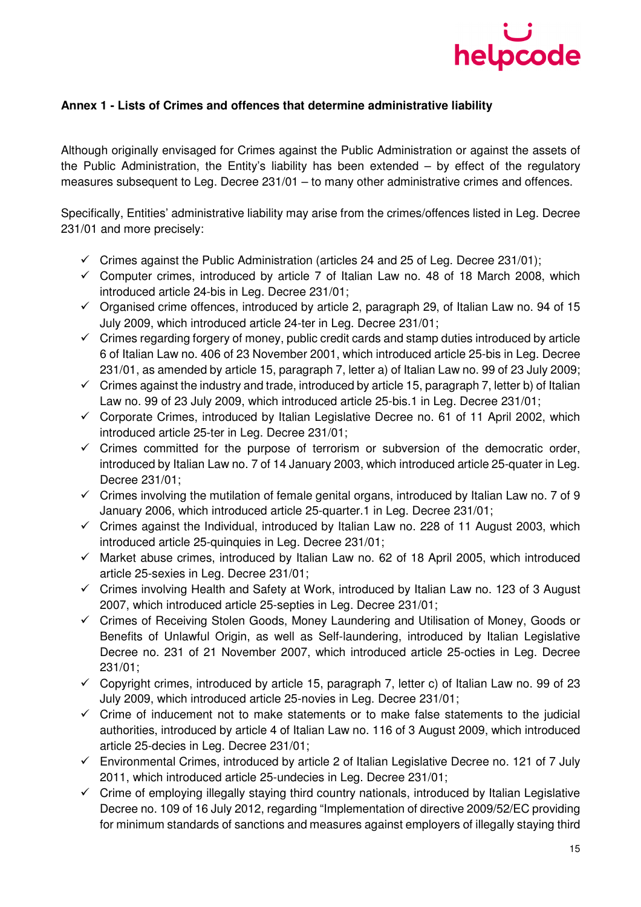**Annex 1 - Lists of Crimes and offences that determine administrative liability**

Although originally envisaged for Crimes against the Public Administration or against the assets of the Public Administration, the Entity's liability has been extended – by effect of the regulatory measures subsequent to Leg. Decree 231/01 – to many other administrative crimes and offences.

Specifically, Entities' administrative liability may arise from the crimes/offences listed in Leg. Decree 231/01 and more precisely:

- ✓ Crimes against the Public Administration (articles 24 and 25 of Leg. Decree 231/01);
- ✓ Computer crimes, introduced by article 7 of Italian Law no. 48 of 18 March 2008, which introduced article 24-bis in Leg. Decree 231/01;
- ✓ Organised crime offences, introduced by article 2, paragraph 29, of Italian Law no. 94 of 15 July 2009, which introduced article 24-ter in Leg. Decree 231/01;
- ✓ Crimes regarding forgery of money, public credit cards and stamp duties introduced by article 6 of Italian Law no. 406 of 23 November 2001, which introduced article 25-bis in Leg. Decree 231/01, as amended by article 15, paragraph 7, letter a) of Italian Law no. 99 of 23 July 2009;
- ✓ Crimes against the industry and trade, introduced by article 15, paragraph 7, letter b) of Italian Law no. 99 of 23 July 2009, which introduced article 25-bis.1 in Leg. Decree 231/01;
- ✓ Corporate Crimes, introduced by Italian Legislative Decree no. 61 of 11 April 2002, which introduced article 25-ter in Leg. Decree 231/01;
- ✓ Crimes committed for the purpose of terrorism or subversion of the democratic order, introduced by Italian Law no. 7 of 14 January 2003, which introduced article 25-quater in Leg. Decree 231/01;
- ✓ Crimes involving the mutilation of female genital organs, introduced by Italian Law no. 7 of 9 January 2006, which introduced article 25-quarter.1 in Leg. Decree 231/01;
- ✓ Crimes against the Individual, introduced by Italian Law no. 228 of 11 August 2003, which introduced article 25-quinquies in Leg. Decree 231/01;
- ✓ Market abuse crimes, introduced by Italian Law no. 62 of 18 April 2005, which introduced article 25-sexies in Leg. Decree 231/01;
- ✓ Crimes involving Health and Safety at Work, introduced by Italian Law no. 123 of 3 August 2007, which introduced article 25-septies in Leg. Decree 231/01;
- ✓ Crimes of Receiving Stolen Goods, Money Laundering and Utilisation of Money, Goods or Benefits of Unlawful Origin, as well as Self-laundering, introduced by Italian Legislative Decree no. 231 of 21 November 2007, which introduced article 25-octies in Leg. Decree 231/01;
- ✓ Copyright crimes, introduced by article 15, paragraph 7, letter c) of Italian Law no. 99 of 23 July 2009, which introduced article 25-novies in Leg. Decree 231/01;
- ✓ Crime of inducement not to make statements or to make false statements to the judicial authorities, introduced by article 4 of Italian Law no. 116 of 3 August 2009, which introduced article 25-decies in Leg. Decree 231/01;
- ✓ Environmental Crimes, introduced by article 2 of Italian Legislative Decree no. 121 of 7 July 2011, which introduced article 25-undecies in Leg. Decree 231/01;
- ✓ Crime of employing illegally staying third country nationals, introduced by Italian Legislative Decree no. 109 of 16 July 2012, regarding "Implementation of directive 2009/52/EC providing for minimum standards of sanctions and measures against employers of illegally staying third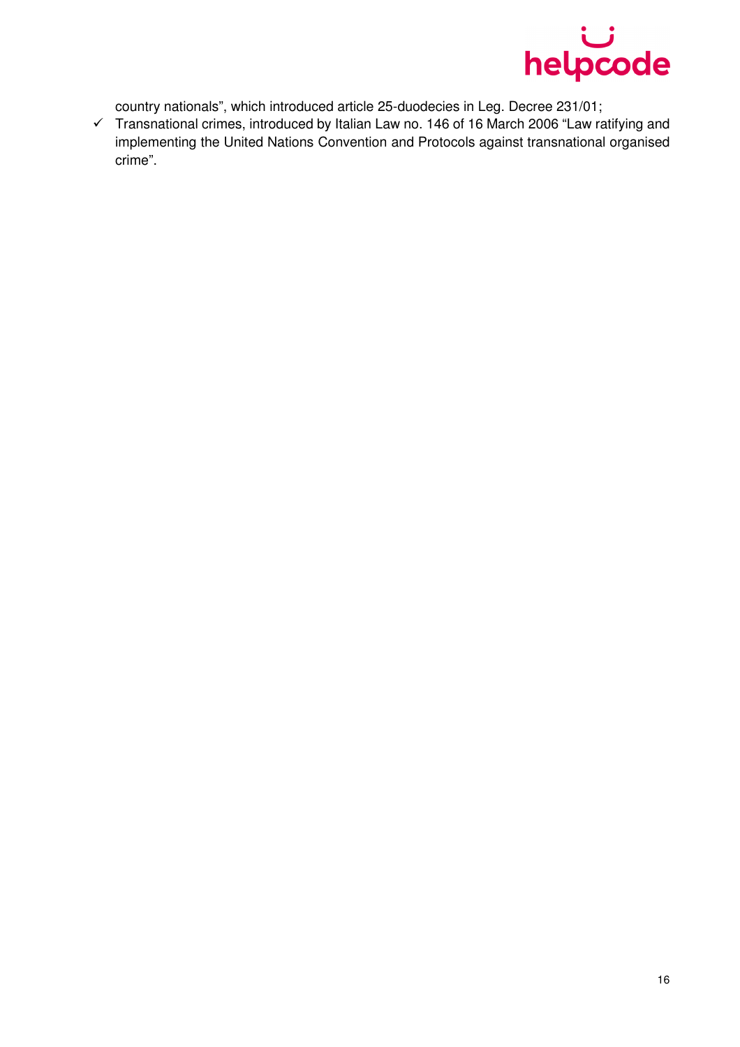country nationals", which introduced article 25-duodecies in Leg. Decree 231/01;

- ✓ Transnational crimes, introduced by Italian Law no. 146 of 16 March 2006 "Law ratifying and implementing the United Nations Convention and Protocols against transnational organised crime".